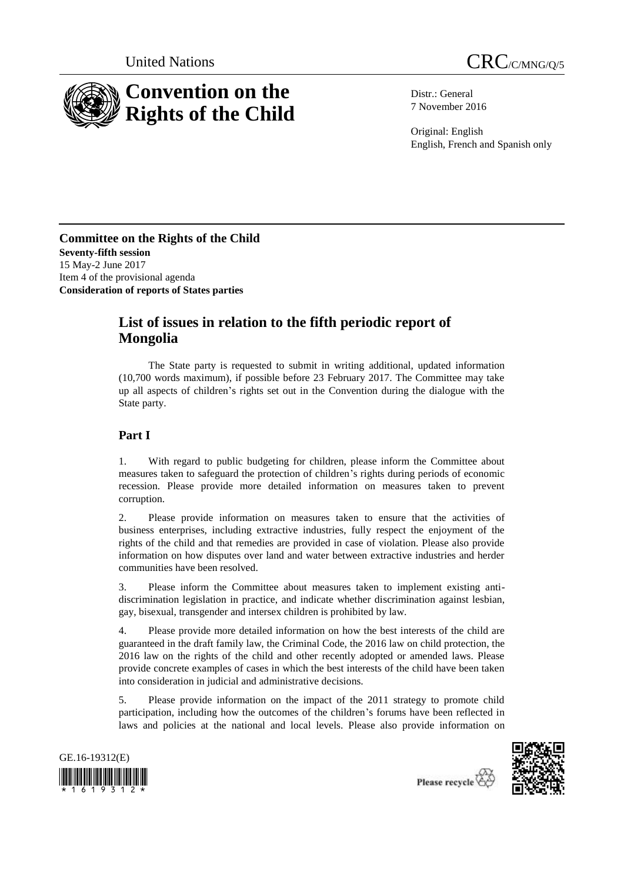United Nations

CRC/C/MNG/Q/5

# Convention on the Rights of the Child

Distr.: General
7 November 2016

Original: English
English, French and Spanish only

**Committee on the Rights of the Child**
**Seventy-fifth session**
15 May-2 June 2017
Item 4 of the provisional agenda
**Consideration of reports of States parties**

## List of issues in relation to the fifth periodic report of Mongolia

The State party is requested to submit in writing additional, updated information (10,700 words maximum), if possible before 23 February 2017. The Committee may take up all aspects of children's rights set out in the Convention during the dialogue with the State party.

## Part I

1. With regard to public budgeting for children, please inform the Committee about measures taken to safeguard the protection of children's rights during periods of economic recession. Please provide more detailed information on measures taken to prevent corruption.

2. Please provide information on measures taken to ensure that the activities of business enterprises, including extractive industries, fully respect the enjoyment of the rights of the child and that remedies are provided in case of violation. Please also provide information on how disputes over land and water between extractive industries and herder communities have been resolved.

3. Please inform the Committee about measures taken to implement existing anti-discrimination legislation in practice, and indicate whether discrimination against lesbian, gay, bisexual, transgender and intersex children is prohibited by law.

4. Please provide more detailed information on how the best interests of the child are guaranteed in the draft family law, the Criminal Code, the 2016 law on child protection, the 2016 law on the rights of the child and other recently adopted or amended laws. Please provide concrete examples of cases in which the best interests of the child have been taken into consideration in judicial and administrative decisions.

5. Please provide information on the impact of the 2011 strategy to promote child participation, including how the outcomes of the children's forums have been reflected in laws and policies at the national and local levels. Please also provide information on

GE.16-19312(E)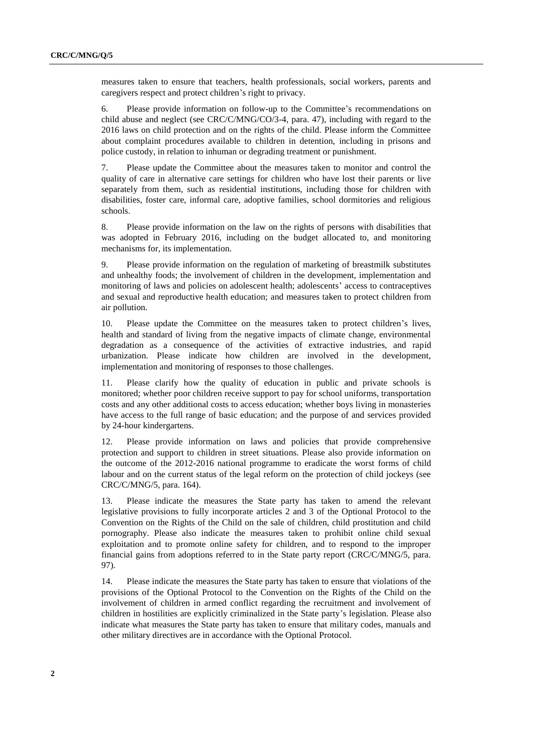measures taken to ensure that teachers, health professionals, social workers, parents and caregivers respect and protect children's right to privacy.

6. Please provide information on follow-up to the Committee's recommendations on child abuse and neglect (see CRC/C/MNG/CO/3-4, para. 47), including with regard to the 2016 laws on child protection and on the rights of the child. Please inform the Committee about complaint procedures available to children in detention, including in prisons and police custody, in relation to inhuman or degrading treatment or punishment.

7. Please update the Committee about the measures taken to monitor and control the quality of care in alternative care settings for children who have lost their parents or live separately from them, such as residential institutions, including those for children with disabilities, foster care, informal care, adoptive families, school dormitories and religious schools.

8. Please provide information on the law on the rights of persons with disabilities that was adopted in February 2016, including on the budget allocated to, and monitoring mechanisms for, its implementation.

9. Please provide information on the regulation of marketing of breastmilk substitutes and unhealthy foods; the involvement of children in the development, implementation and monitoring of laws and policies on adolescent health; adolescents' access to contraceptives and sexual and reproductive health education; and measures taken to protect children from air pollution.

10. Please update the Committee on the measures taken to protect children's lives, health and standard of living from the negative impacts of climate change, environmental degradation as a consequence of the activities of extractive industries, and rapid urbanization. Please indicate how children are involved in the development, implementation and monitoring of responses to those challenges.

11. Please clarify how the quality of education in public and private schools is monitored; whether poor children receive support to pay for school uniforms, transportation costs and any other additional costs to access education; whether boys living in monasteries have access to the full range of basic education; and the purpose of and services provided by 24-hour kindergartens.

12. Please provide information on laws and policies that provide comprehensive protection and support to children in street situations. Please also provide information on the outcome of the 2012-2016 national programme to eradicate the worst forms of child labour and on the current status of the legal reform on the protection of child jockeys (see CRC/C/MNG/5, para. 164).

13. Please indicate the measures the State party has taken to amend the relevant legislative provisions to fully incorporate articles 2 and 3 of the Optional Protocol to the Convention on the Rights of the Child on the sale of children, child prostitution and child pornography. Please also indicate the measures taken to prohibit online child sexual exploitation and to promote online safety for children, and to respond to the improper financial gains from adoptions referred to in the State party report (CRC/C/MNG/5, para. 97).

14. Please indicate the measures the State party has taken to ensure that violations of the provisions of the Optional Protocol to the Convention on the Rights of the Child on the involvement of children in armed conflict regarding the recruitment and involvement of children in hostilities are explicitly criminalized in the State party's legislation. Please also indicate what measures the State party has taken to ensure that military codes, manuals and other military directives are in accordance with the Optional Protocol.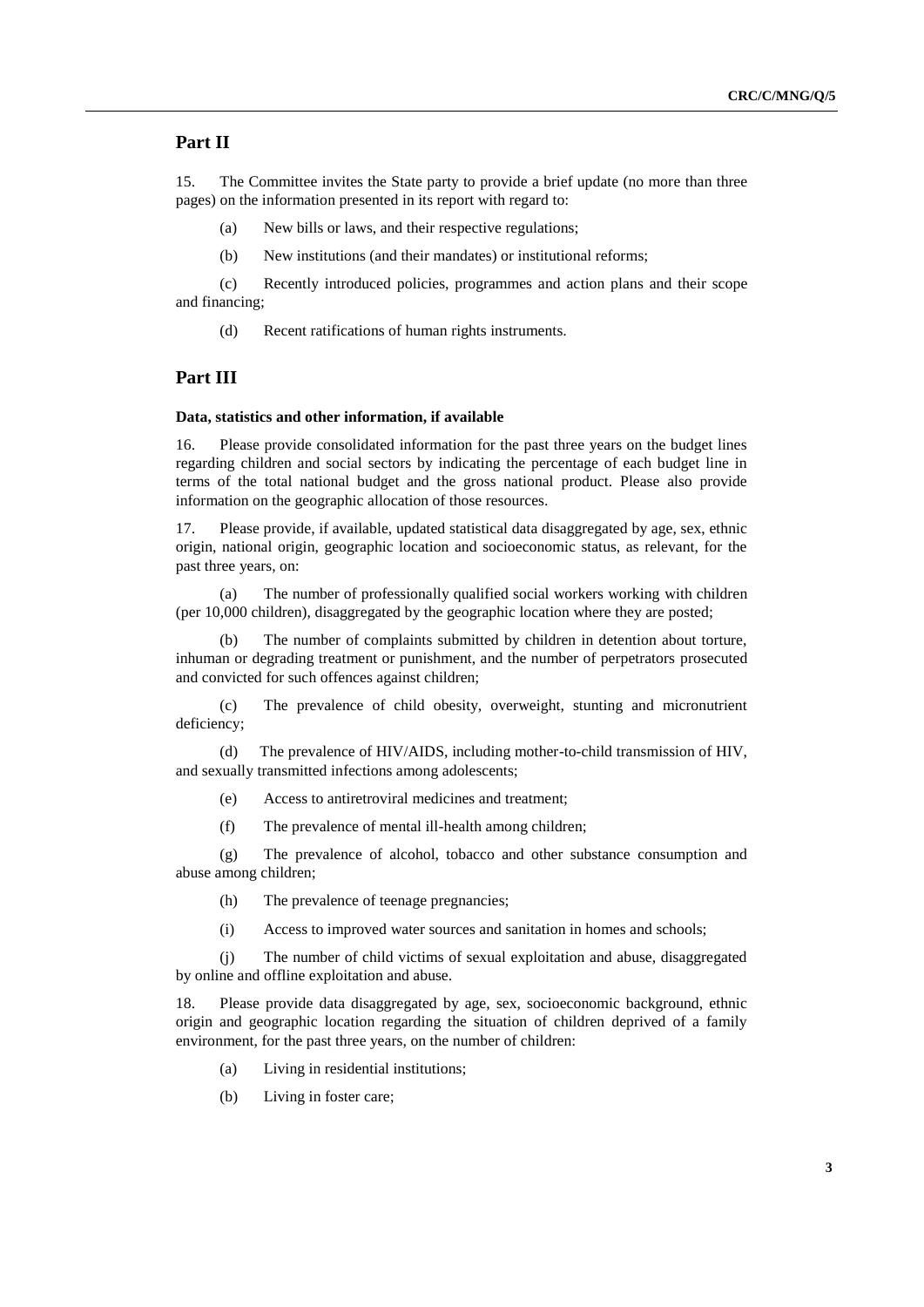## Part II

15. The Committee invites the State party to provide a brief update (no more than three pages) on the information presented in its report with regard to:

(a) New bills or laws, and their respective regulations;

(b) New institutions (and their mandates) or institutional reforms;

(c) Recently introduced policies, programmes and action plans and their scope and financing;

(d) Recent ratifications of human rights instruments.

## Part III

### Data, statistics and other information, if available

16. Please provide consolidated information for the past three years on the budget lines regarding children and social sectors by indicating the percentage of each budget line in terms of the total national budget and the gross national product. Please also provide information on the geographic allocation of those resources.

17. Please provide, if available, updated statistical data disaggregated by age, sex, ethnic origin, national origin, geographic location and socioeconomic status, as relevant, for the past three years, on:

(a) The number of professionally qualified social workers working with children (per 10,000 children), disaggregated by the geographic location where they are posted;

(b) The number of complaints submitted by children in detention about torture, inhuman or degrading treatment or punishment, and the number of perpetrators prosecuted and convicted for such offences against children;

(c) The prevalence of child obesity, overweight, stunting and micronutrient deficiency;

(d) The prevalence of HIV/AIDS, including mother-to-child transmission of HIV, and sexually transmitted infections among adolescents;

(e) Access to antiretroviral medicines and treatment;

(f) The prevalence of mental ill-health among children;

(g) The prevalence of alcohol, tobacco and other substance consumption and abuse among children;

(h) The prevalence of teenage pregnancies;

(i) Access to improved water sources and sanitation in homes and schools;

(j) The number of child victims of sexual exploitation and abuse, disaggregated by online and offline exploitation and abuse.

18. Please provide data disaggregated by age, sex, socioeconomic background, ethnic origin and geographic location regarding the situation of children deprived of a family environment, for the past three years, on the number of children:

(a) Living in residential institutions;

(b) Living in foster care;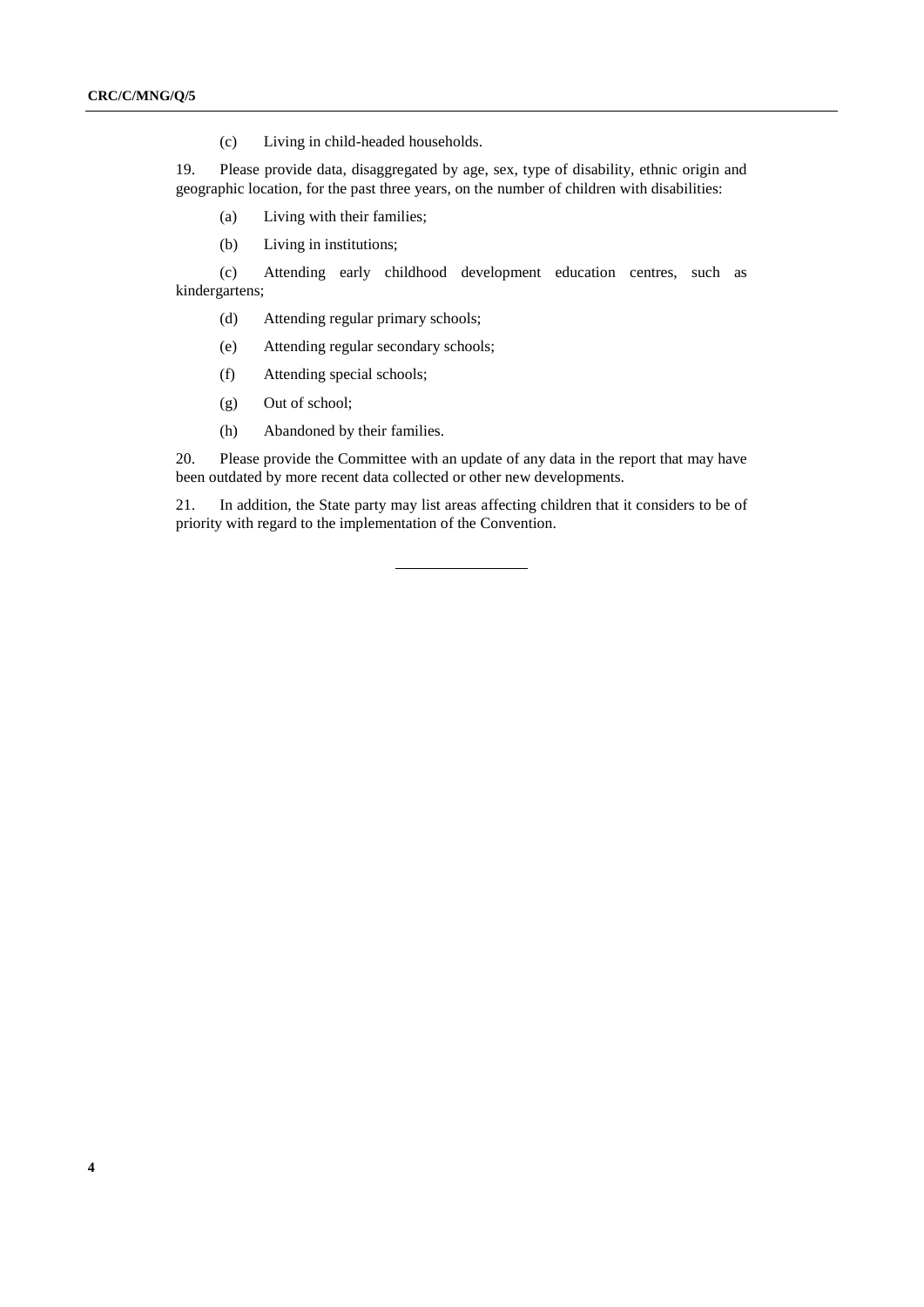(c) Living in child-headed households.

19. Please provide data, disaggregated by age, sex, type of disability, ethnic origin and geographic location, for the past three years, on the number of children with disabilities:

(a) Living with their families;

(b) Living in institutions;

(c) Attending early childhood development education centres, such as kindergartens;

(d) Attending regular primary schools;

(e) Attending regular secondary schools;

(f) Attending special schools;

(g) Out of school;

(h) Abandoned by their families.

20. Please provide the Committee with an update of any data in the report that may have been outdated by more recent data collected or other new developments.

21. In addition, the State party may list areas affecting children that it considers to be of priority with regard to the implementation of the Convention.